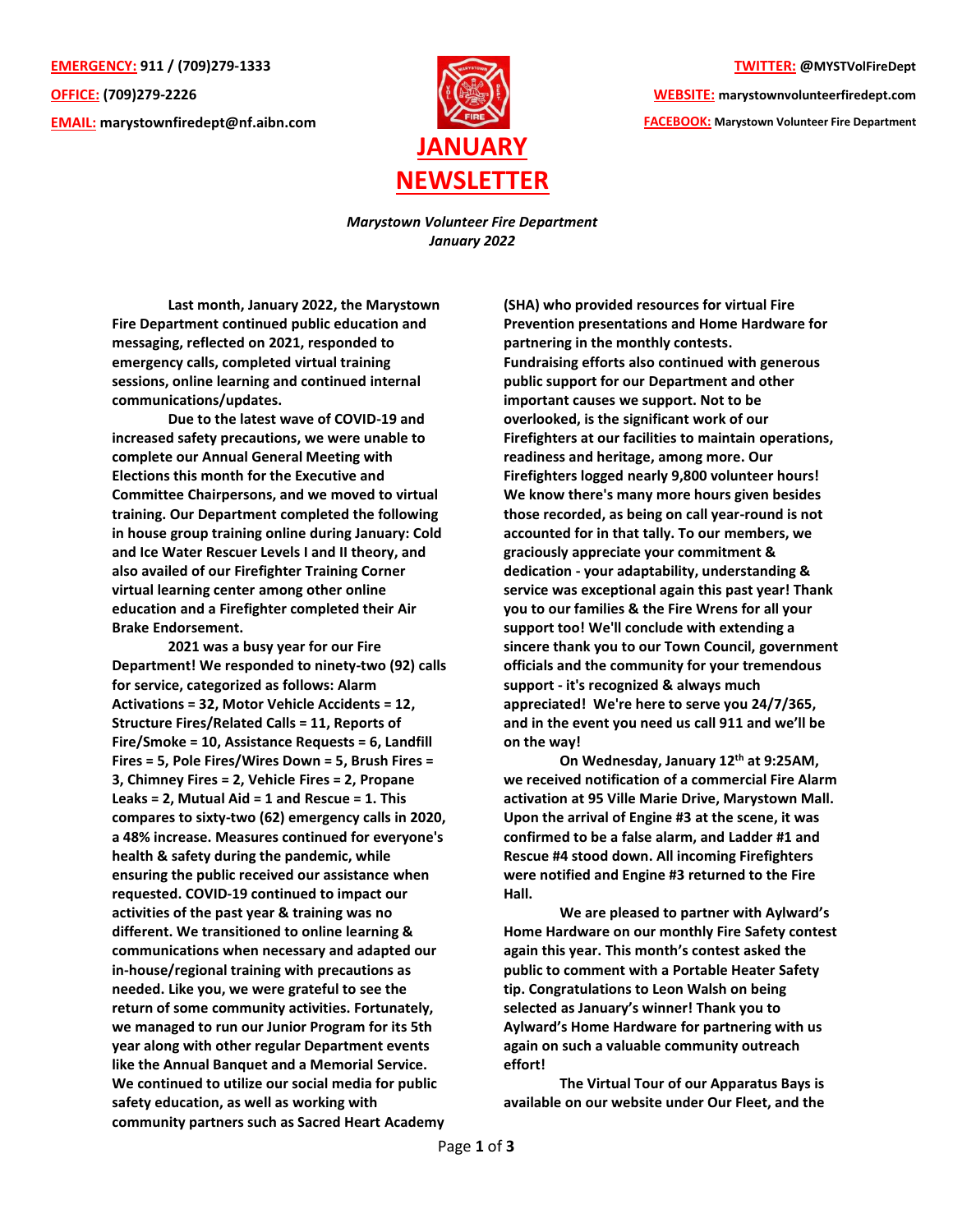**EMERGENCY:** 911 / (709)279-1333

**OFFICE:** (709)279-2226

**EMAIL:** marystownfiredept@nf.aibn.com

**TWITTER:** @MYSTVolFireDept

**WEBSITE:** marystownvolunteerfiredept.com

**FACEBOOK:** Marystown Volunteer Fire Department

# JANUARY NEWSLETTER

*Marystown Volunteer Fire Department*
*January 2022*

**Last month, January 2022, the Marystown Fire Department continued public education and messaging, reflected on 2021, responded to emergency calls, completed virtual training sessions, online learning and continued internal communications/updates.**

**Due to the latest wave of COVID-19 and increased safety precautions, we were unable to complete our Annual General Meeting with Elections this month for the Executive and Committee Chairpersons, and we moved to virtual training. Our Department completed the following in house group training online during January: Cold and Ice Water Rescuer Levels I and II theory, and also availed of our Firefighter Training Corner virtual learning center among other online education and a Firefighter completed their Air Brake Endorsement.**

**2021 was a busy year for our Fire Department! We responded to ninety-two (92) calls for service, categorized as follows: Alarm Activations = 32, Motor Vehicle Accidents = 12, Structure Fires/Related Calls = 11, Reports of Fire/Smoke = 10, Assistance Requests = 6, Landfill Fires = 5, Pole Fires/Wires Down = 5, Brush Fires = 3, Chimney Fires = 2, Vehicle Fires = 2, Propane Leaks = 2, Mutual Aid = 1 and Rescue = 1. This compares to sixty-two (62) emergency calls in 2020, a 48% increase. Measures continued for everyone's health & safety during the pandemic, while ensuring the public received our assistance when requested. COVID-19 continued to impact our activities of the past year & training was no different. We transitioned to online learning & communications when necessary and adapted our in-house/regional training with precautions as needed. Like you, we were grateful to see the return of some community activities. Fortunately, we managed to run our Junior Program for its 5th year along with other regular Department events like the Annual Banquet and a Memorial Service. We continued to utilize our social media for public safety education, as well as working with community partners such as Sacred Heart Academy (SHA) who provided resources for virtual Fire Prevention presentations and Home Hardware for partnering in the monthly contests. Fundraising efforts also continued with generous public support for our Department and other important causes we support. Not to be overlooked, is the significant work of our Firefighters at our facilities to maintain operations, readiness and heritage, among more. Our Firefighters logged nearly 9,800 volunteer hours! We know there's many more hours given besides those recorded, as being on call year-round is not accounted for in that tally. To our members, we graciously appreciate your commitment & dedication - your adaptability, understanding & service was exceptional again this past year! Thank you to our families & the Fire Wrens for all your support too! We'll conclude with extending a sincere thank you to our Town Council, government officials and the community for your tremendous support - it's recognized & always much appreciated! We're here to serve you 24/7/365, and in the event you need us call 911 and we'll be on the way!**

**On Wednesday, January 12th at 9:25AM, we received notification of a commercial Fire Alarm activation at 95 Ville Marie Drive, Marystown Mall. Upon the arrival of Engine #3 at the scene, it was confirmed to be a false alarm, and Ladder #1 and Rescue #4 stood down. All incoming Firefighters were notified and Engine #3 returned to the Fire Hall.**

**We are pleased to partner with Aylward's Home Hardware on our monthly Fire Safety contest again this year. This month's contest asked the public to comment with a Portable Heater Safety tip. Congratulations to Leon Walsh on being selected as January's winner! Thank you to Aylward's Home Hardware for partnering with us again on such a valuable community outreach effort!**

**The Virtual Tour of our Apparatus Bays is available on our website under Our Fleet, and the**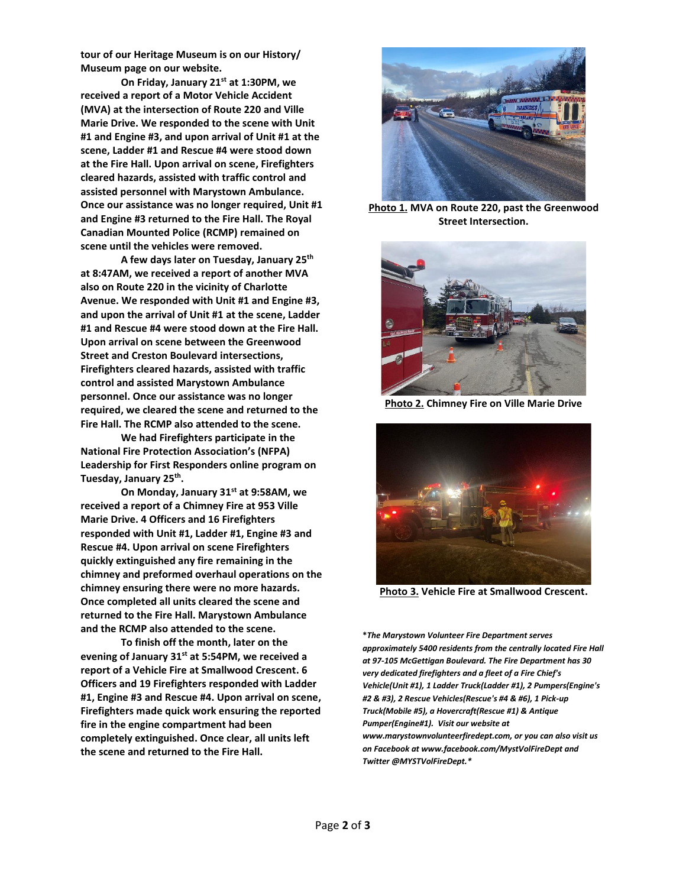**tour of our Heritage Museum is on our History/ Museum page on our website.**

**On Friday, January 21st at 1:30PM, we received a report of a Motor Vehicle Accident (MVA) at the intersection of Route 220 and Ville Marie Drive. We responded to the scene with Unit #1 and Engine #3, and upon arrival of Unit #1 at the scene, Ladder #1 and Rescue #4 were stood down at the Fire Hall. Upon arrival on scene, Firefighters cleared hazards, assisted with traffic control and assisted personnel with Marystown Ambulance. Once our assistance was no longer required, Unit #1 and Engine #3 returned to the Fire Hall. The Royal Canadian Mounted Police (RCMP) remained on scene until the vehicles were removed.**

**A few days later on Tuesday, January 25th at 8:47AM, we received a report of another MVA also on Route 220 in the vicinity of Charlotte Avenue. We responded with Unit #1 and Engine #3, and upon the arrival of Unit #1 at the scene, Ladder #1 and Rescue #4 were stood down at the Fire Hall. Upon arrival on scene between the Greenwood Street and Creston Boulevard intersections, Firefighters cleared hazards, assisted with traffic control and assisted Marystown Ambulance personnel. Once our assistance was no longer required, we cleared the scene and returned to the Fire Hall. The RCMP also attended to the scene.**

**We had Firefighters participate in the National Fire Protection Association's (NFPA) Leadership for First Responders online program on Tuesday, January 25th.**

**On Monday, January 31st at 9:58AM, we received a report of a Chimney Fire at 953 Ville Marie Drive. 4 Officers and 16 Firefighters responded with Unit #1, Ladder #1, Engine #3 and Rescue #4. Upon arrival on scene Firefighters quickly extinguished any fire remaining in the chimney and preformed overhaul operations on the chimney ensuring there were no more hazards. Once completed all units cleared the scene and returned to the Fire Hall. Marystown Ambulance and the RCMP also attended to the scene.**

**To finish off the month, later on the evening of January 31st at 5:54PM, we received a report of a Vehicle Fire at Smallwood Crescent. 6 Officers and 19 Firefighters responded with Ladder #1, Engine #3 and Rescue #4. Upon arrival on scene, Firefighters made quick work ensuring the reported fire in the engine compartment had been completely extinguished. Once clear, all units left the scene and returned to the Fire Hall.**

**Photo 1.** **MVA on Route 220, past the Greenwood Street Intersection.**

**Photo 2.** **Chimney Fire on Ville Marie Drive**

**Photo 3.** **Vehicle Fire at Smallwood Crescent.**

***The Marystown Volunteer Fire Department serves approximately 5400 residents from the centrally located Fire Hall at 97-105 McGettigan Boulevard. The Fire Department has 30 very dedicated firefighters and a fleet of a Fire Chief's Vehicle(Unit #1), 1 Ladder Truck(Ladder #1), 2 Pumpers(Engine's #2 & #3), 2 Rescue Vehicles(Rescue's #4 & #6), 1 Pick-up Truck(Mobile #5), a Hovercraft(Rescue #1) & Antique Pumper(Engine#1). Visit our website at www.marystownvolunteerfiredept.com, or you can also visit us on Facebook at www.facebook.com/MystVolFireDept and Twitter @MYSTVolFireDept.****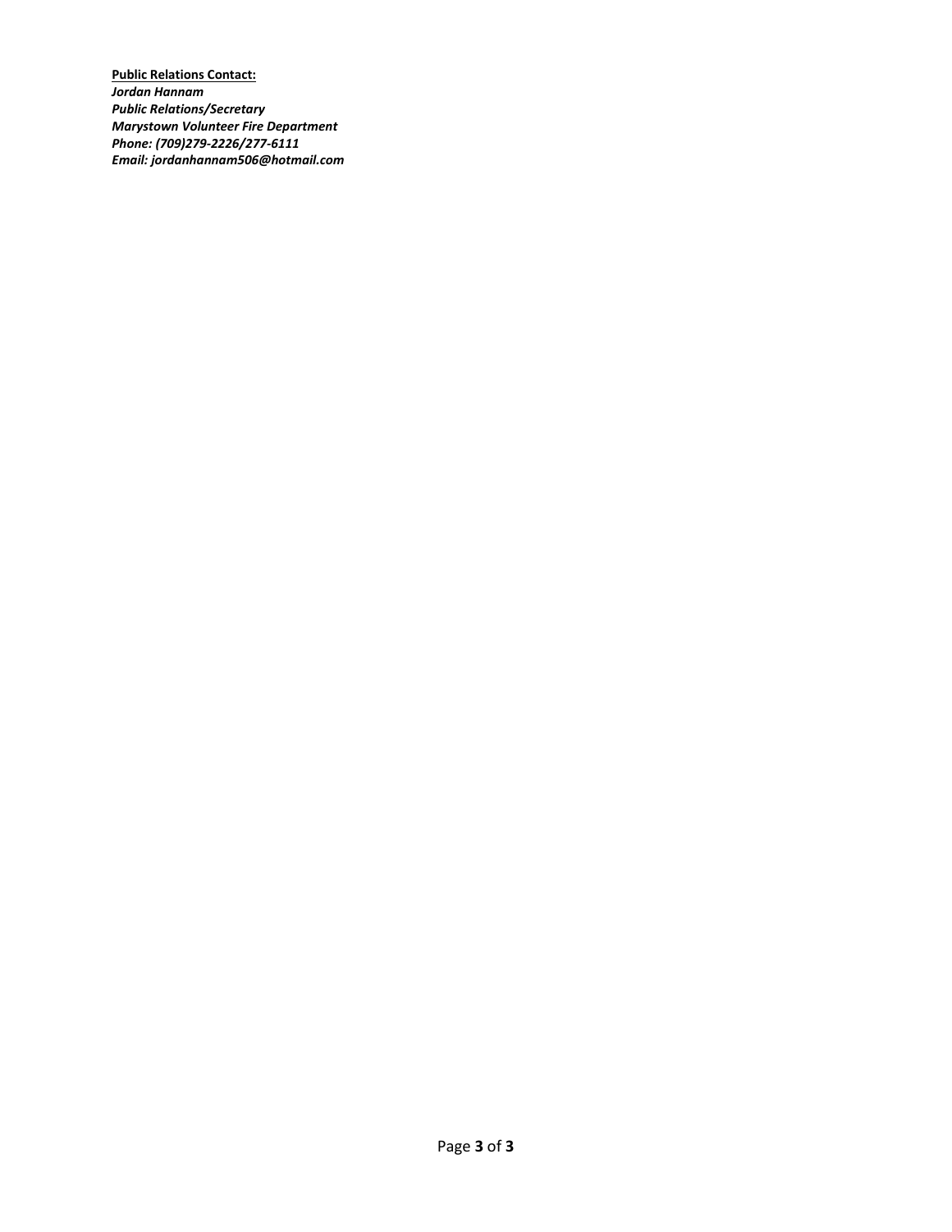**<u>Public Relations Contact:</u>**
***Jordan Hannam***
***Public Relations/Secretary***
***Marystown Volunteer Fire Department***
***Phone: (709)279-2226/277-6111***
***Email: jordanhannam506@hotmail.com***